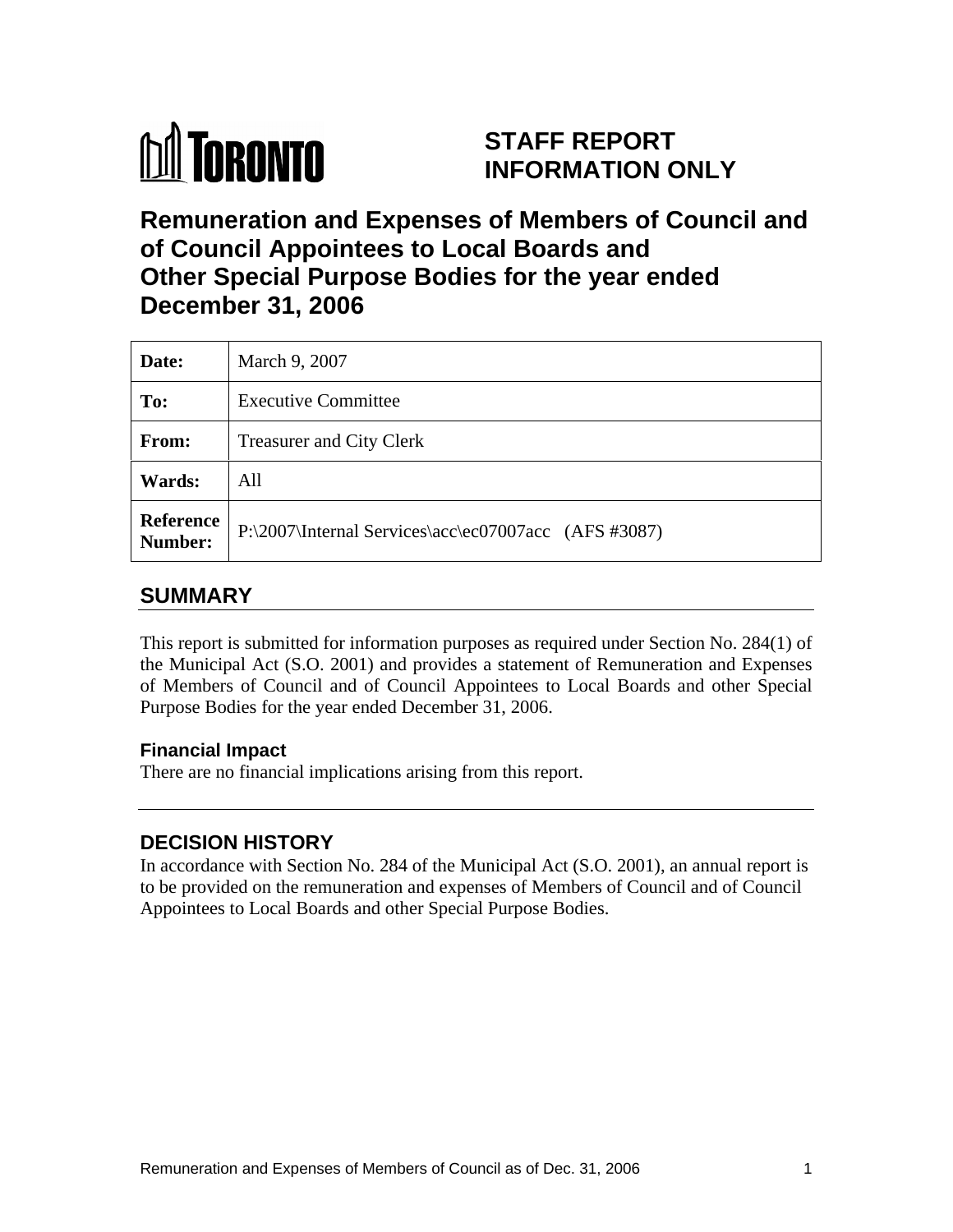TORONTO

**STAFF REPORT**
**INFORMATION ONLY**

# Remuneration and Expenses of Members of Council and of Council Appointees to Local Boards and Other Special Purpose Bodies for the year ended December 31, 2006

| | |
|---|---|
| **Date:** | March 9, 2007 |
| **To:** | Executive Committee |
| **From:** | Treasurer and City Clerk |
| **Wards:** | All |
| **Reference Number:** | P:\2007\Internal Services\acc\ec07007acc (AFS #3087) |

## SUMMARY

This report is submitted for information purposes as required under Section No. 284(1) of the Municipal Act (S.O. 2001) and provides a statement of Remuneration and Expenses of Members of Council and of Council Appointees to Local Boards and other Special Purpose Bodies for the year ended December 31, 2006.

### Financial Impact

There are no financial implications arising from this report.

## DECISION HISTORY

In accordance with Section No. 284 of the Municipal Act (S.O. 2001), an annual report is to be provided on the remuneration and expenses of Members of Council and of Council Appointees to Local Boards and other Special Purpose Bodies.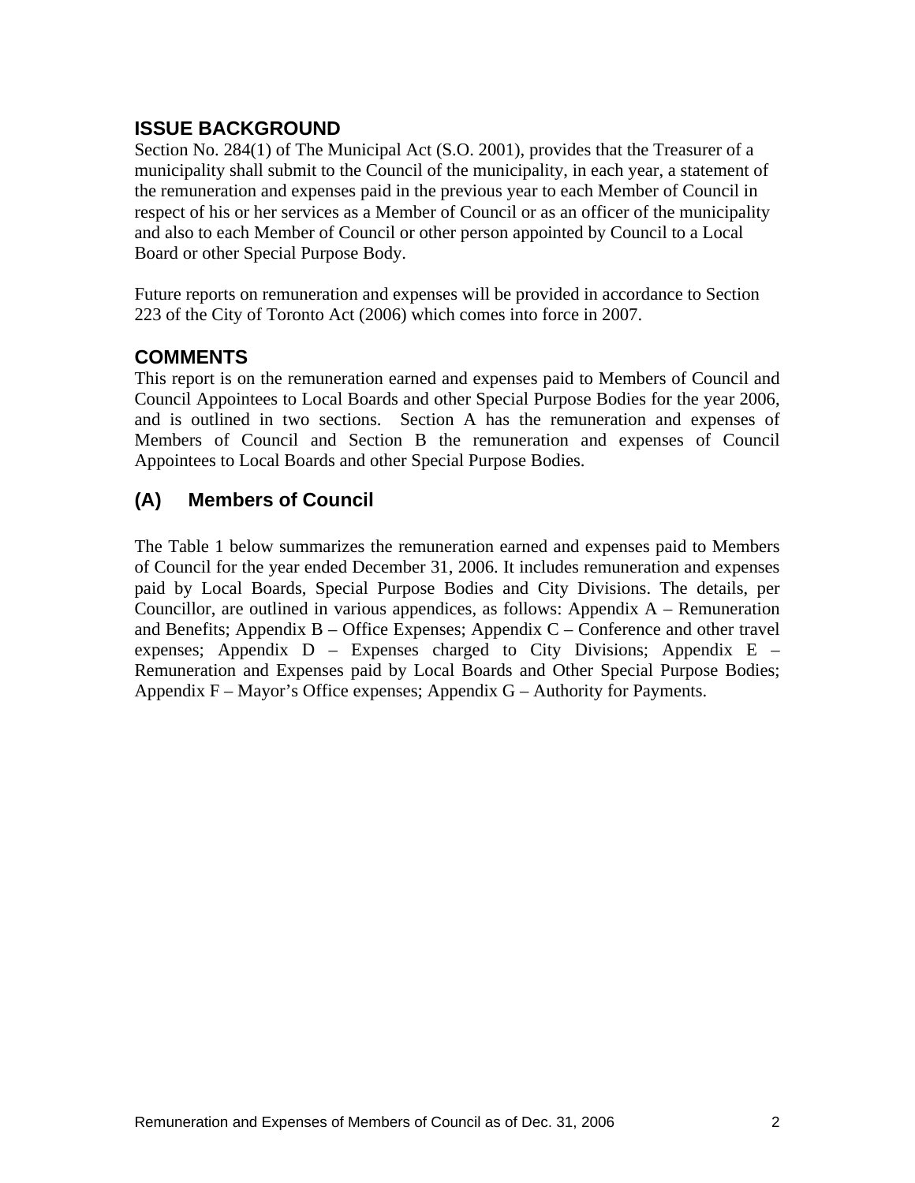## ISSUE BACKGROUND

Section No. 284(1) of The Municipal Act (S.O. 2001), provides that the Treasurer of a municipality shall submit to the Council of the municipality, in each year, a statement of the remuneration and expenses paid in the previous year to each Member of Council in respect of his or her services as a Member of Council or as an officer of the municipality and also to each Member of Council or other person appointed by Council to a Local Board or other Special Purpose Body.

Future reports on remuneration and expenses will be provided in accordance to Section 223 of the City of Toronto Act (2006) which comes into force in 2007.

## COMMENTS

This report is on the remuneration earned and expenses paid to Members of Council and Council Appointees to Local Boards and other Special Purpose Bodies for the year 2006, and is outlined in two sections. Section A has the remuneration and expenses of Members of Council and Section B the remuneration and expenses of Council Appointees to Local Boards and other Special Purpose Bodies.

## (A) Members of Council

The Table 1 below summarizes the remuneration earned and expenses paid to Members of Council for the year ended December 31, 2006. It includes remuneration and expenses paid by Local Boards, Special Purpose Bodies and City Divisions. The details, per Councillor, are outlined in various appendices, as follows: Appendix A – Remuneration and Benefits; Appendix B – Office Expenses; Appendix C – Conference and other travel expenses; Appendix D – Expenses charged to City Divisions; Appendix E – Remuneration and Expenses paid by Local Boards and Other Special Purpose Bodies; Appendix F – Mayor's Office expenses; Appendix G – Authority for Payments.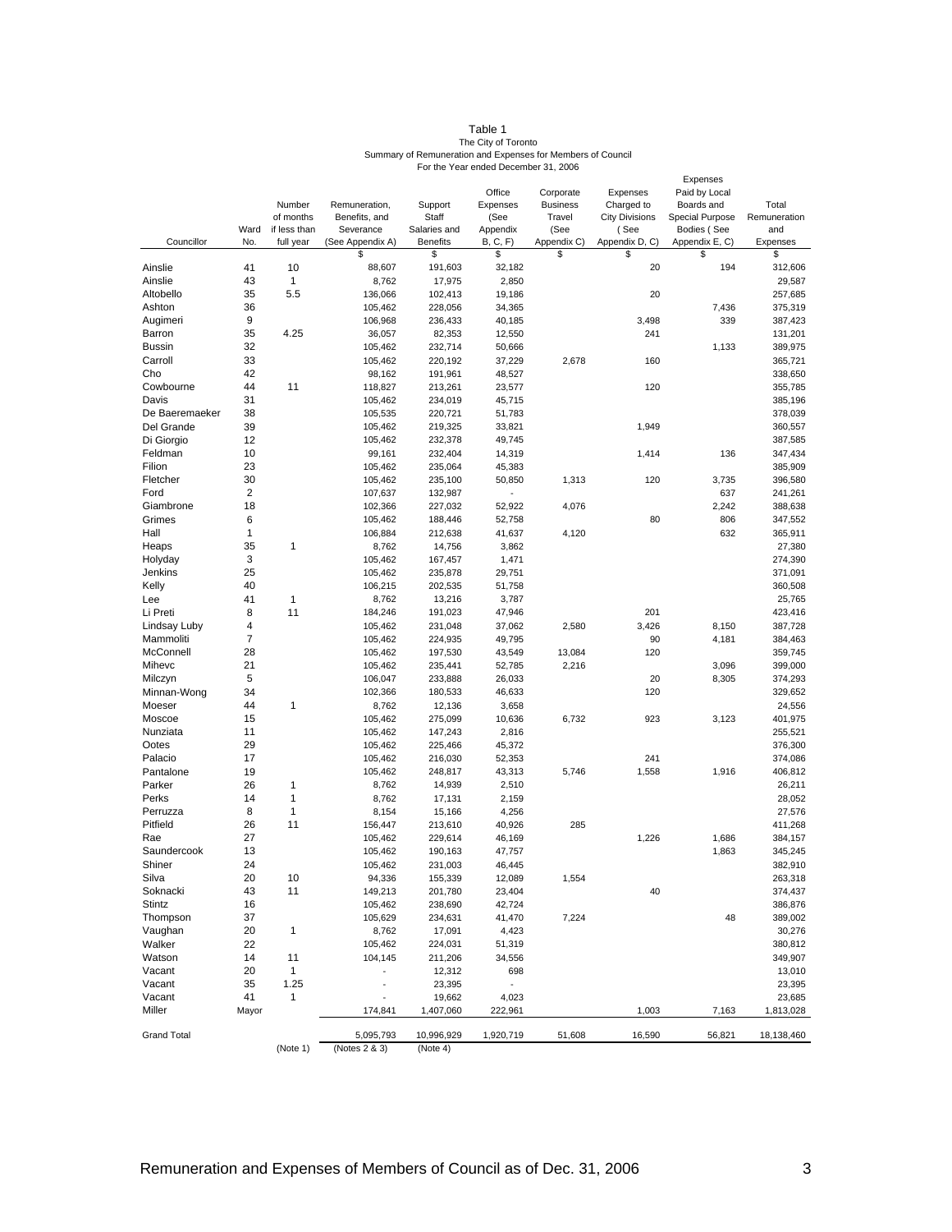# Table 1

The City of Toronto

Summary of Remuneration and Expenses for Members of Council

For the Year ended December 31, 2006

| Councillor | Ward No. | Number of months if less than full year | Remuneration, Benefits, and Severance (See Appendix A) | Support Staff Salaries and Benefits | Office Expenses (See Appendix B, C, F) | Corporate Business Travel (See Appendix C) | Expenses Charged to City Divisions ( See Appendix D, C) | Expenses Paid by Local Boards and Special Purpose Bodies ( See Appendix E, C) | Total Remuneration and Expenses |
|---|---|---|---|---|---|---|---|---|---|
| | | | $ | $ | $ | $ | $ | $ | $ |
| Ainslie | 41 | 10 | 88,607 | 191,603 | 32,182 | | 20 | 194 | 312,606 |
| Ainslie | 43 | 1 | 8,762 | 17,975 | 2,850 | | | | 29,587 |
| Altobello | 35 | 5.5 | 136,066 | 102,413 | 19,186 | | 20 | | 257,685 |
| Ashton | 36 | | 105,462 | 228,056 | 34,365 | | | 7,436 | 375,319 |
| Augimeri | 9 | | 106,968 | 236,433 | 40,185 | | 3,498 | 339 | 387,423 |
| Barron | 35 | 4.25 | 36,057 | 82,353 | 12,550 | | 241 | | 131,201 |
| Bussin | 32 | | 105,462 | 232,714 | 50,666 | | | 1,133 | 389,975 |
| Carroll | 33 | | 105,462 | 220,192 | 37,229 | 2,678 | 160 | | 365,721 |
| Cho | 42 | | 98,162 | 191,961 | 48,527 | | | | 338,650 |
| Cowbourne | 44 | 11 | 118,827 | 213,261 | 23,577 | | 120 | | 355,785 |
| Davis | 31 | | 105,462 | 234,019 | 45,715 | | | | 385,196 |
| De Baeremaeker | 38 | | 105,535 | 220,721 | 51,783 | | | | 378,039 |
| Del Grande | 39 | | 105,462 | 219,325 | 33,821 | | 1,949 | | 360,557 |
| Di Giorgio | 12 | | 105,462 | 232,378 | 49,745 | | | | 387,585 |
| Feldman | 10 | | 99,161 | 232,404 | 14,319 | | 1,414 | 136 | 347,434 |
| Filion | 23 | | 105,462 | 235,064 | 45,383 | | | | 385,909 |
| Fletcher | 30 | | 105,462 | 235,100 | 50,850 | 1,313 | 120 | 3,735 | 396,580 |
| Ford | 2 | | 107,637 | 132,987 | - | | | 637 | 241,261 |
| Giambrone | 18 | | 102,366 | 227,032 | 52,922 | 4,076 | | 2,242 | 388,638 |
| Grimes | 6 | | 105,462 | 188,446 | 52,758 | | 80 | 806 | 347,552 |
| Hall | 1 | | 106,884 | 212,638 | 41,637 | 4,120 | | 632 | 365,911 |
| Heaps | 35 | 1 | 8,762 | 14,756 | 3,862 | | | | 27,380 |
| Holyday | 3 | | 105,462 | 167,457 | 1,471 | | | | 274,390 |
| Jenkins | 25 | | 105,462 | 235,878 | 29,751 | | | | 371,091 |
| Kelly | 40 | | 106,215 | 202,535 | 51,758 | | | | 360,508 |
| Lee | 41 | 1 | 8,762 | 13,216 | 3,787 | | | | 25,765 |
| Li Preti | 8 | 11 | 184,246 | 191,023 | 47,946 | | 201 | | 423,416 |
| Lindsay Luby | 4 | | 105,462 | 231,048 | 37,062 | 2,580 | 3,426 | 8,150 | 387,728 |
| Mammoliti | 7 | | 105,462 | 224,935 | 49,795 | | 90 | 4,181 | 384,463 |
| McConnell | 28 | | 105,462 | 197,530 | 43,549 | 13,084 | 120 | | 359,745 |
| Mihevc | 21 | | 105,462 | 235,441 | 52,785 | 2,216 | | 3,096 | 399,000 |
| Milczyn | 5 | | 106,047 | 233,888 | 26,033 | | 20 | 8,305 | 374,293 |
| Minnan-Wong | 34 | | 102,366 | 180,533 | 46,633 | | 120 | | 329,652 |
| Moeser | 44 | 1 | 8,762 | 12,136 | 3,658 | | | | 24,556 |
| Moscoe | 15 | | 105,462 | 275,099 | 10,636 | 6,732 | 923 | 3,123 | 401,975 |
| Nunziata | 11 | | 105,462 | 147,243 | 2,816 | | | | 255,521 |
| Ootes | 29 | | 105,462 | 225,466 | 45,372 | | | | 376,300 |
| Palacio | 17 | | 105,462 | 216,030 | 52,353 | | 241 | | 374,086 |
| Pantalone | 19 | | 105,462 | 248,817 | 43,313 | 5,746 | 1,558 | 1,916 | 406,812 |
| Parker | 26 | 1 | 8,762 | 14,939 | 2,510 | | | | 26,211 |
| Perks | 14 | 1 | 8,762 | 17,131 | 2,159 | | | | 28,052 |
| Perruzza | 8 | 1 | 8,154 | 15,166 | 4,256 | | | | 27,576 |
| Pitfield | 26 | 11 | 156,447 | 213,610 | 40,926 | 285 | | | 411,268 |
| Rae | 27 | | 105,462 | 229,614 | 46,169 | | 1,226 | 1,686 | 384,157 |
| Saundercook | 13 | | 105,462 | 190,163 | 47,757 | | | 1,863 | 345,245 |
| Shiner | 24 | | 105,462 | 231,003 | 46,445 | | | | 382,910 |
| Silva | 20 | 10 | 94,336 | 155,339 | 12,089 | 1,554 | | | 263,318 |
| Soknacki | 43 | 11 | 149,213 | 201,780 | 23,404 | | 40 | | 374,437 |
| Stintz | 16 | | 105,462 | 238,690 | 42,724 | | | | 386,876 |
| Thompson | 37 | | 105,629 | 234,631 | 41,470 | 7,224 | | 48 | 389,002 |
| Vaughan | 20 | 1 | 8,762 | 17,091 | 4,423 | | | | 30,276 |
| Walker | 22 | | 105,462 | 224,031 | 51,319 | | | | 380,812 |
| Watson | 14 | 11 | 104,145 | 211,206 | 34,556 | | | | 349,907 |
| Vacant | 20 | 1 | - | 12,312 | 698 | | | | 13,010 |
| Vacant | 35 | 1.25 | - | 23,395 | - | | | | 23,395 |
| Vacant | 41 | 1 | - | 19,662 | 4,023 | | | | 23,685 |
| Miller | Mayor | | 174,841 | 1,407,060 | 222,961 | | 1,003 | 7,163 | 1,813,028 |
| Grand Total | | | 5,095,793 | 10,996,929 | 1,920,719 | 51,608 | 16,590 | 56,821 | 18,138,460 |
| | | (Note 1) | (Notes 2 & 3) | (Note 4) | | | | | |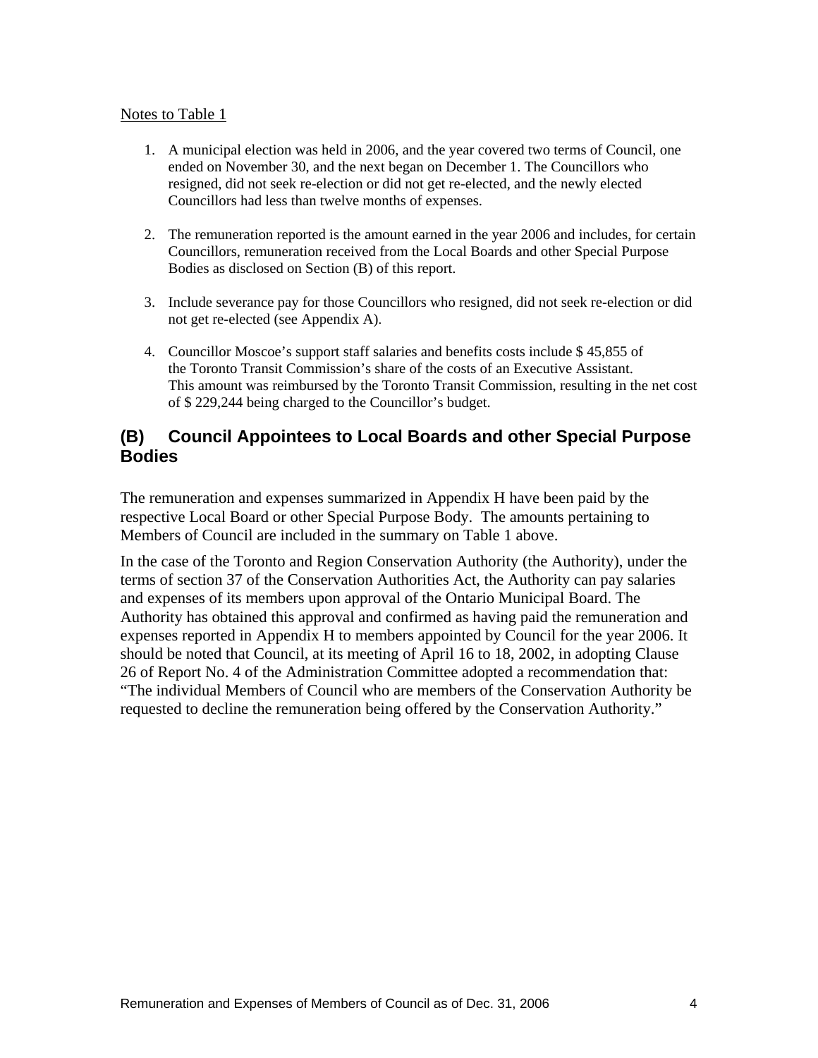Notes to Table 1

1. A municipal election was held in 2006, and the year covered two terms of Council, one ended on November 30, and the next began on December 1. The Councillors who resigned, did not seek re-election or did not get re-elected, and the newly elected Councillors had less than twelve months of expenses.

2. The remuneration reported is the amount earned in the year 2006 and includes, for certain Councillors, remuneration received from the Local Boards and other Special Purpose Bodies as disclosed on Section (B) of this report.

3. Include severance pay for those Councillors who resigned, did not seek re-election or did not get re-elected (see Appendix A).

4. Councillor Moscoe's support staff salaries and benefits costs include $ 45,855 of the Toronto Transit Commission's share of the costs of an Executive Assistant. This amount was reimbursed by the Toronto Transit Commission, resulting in the net cost of $ 229,244 being charged to the Councillor's budget.

## (B) Council Appointees to Local Boards and other Special Purpose Bodies

The remuneration and expenses summarized in Appendix H have been paid by the respective Local Board or other Special Purpose Body. The amounts pertaining to Members of Council are included in the summary on Table 1 above.

In the case of the Toronto and Region Conservation Authority (the Authority), under the terms of section 37 of the Conservation Authorities Act, the Authority can pay salaries and expenses of its members upon approval of the Ontario Municipal Board. The Authority has obtained this approval and confirmed as having paid the remuneration and expenses reported in Appendix H to members appointed by Council for the year 2006. It should be noted that Council, at its meeting of April 16 to 18, 2002, in adopting Clause 26 of Report No. 4 of the Administration Committee adopted a recommendation that: "The individual Members of Council who are members of the Conservation Authority be requested to decline the remuneration being offered by the Conservation Authority."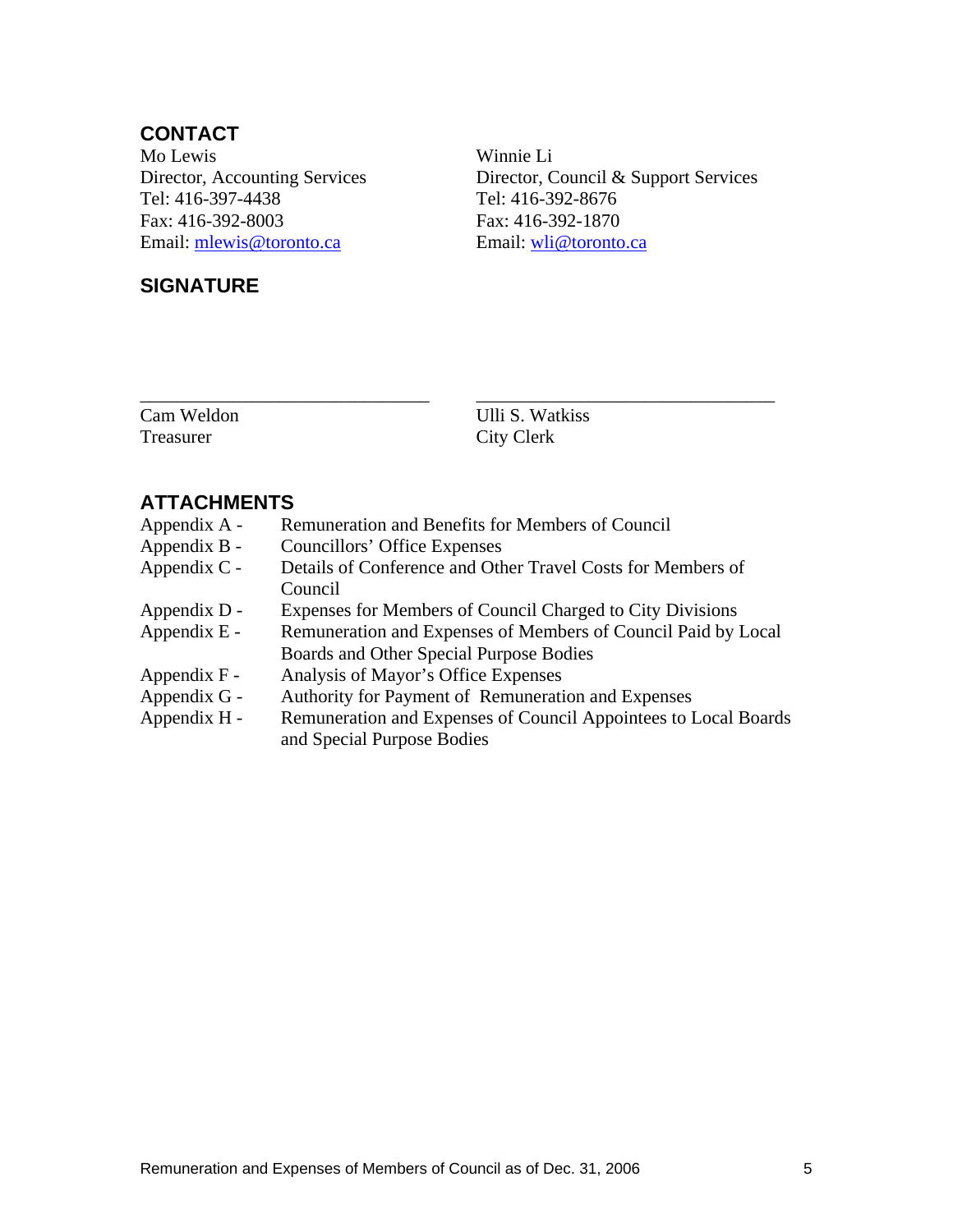## CONTACT

Mo Lewis
Director, Accounting Services
Tel: 416-397-4438
Fax: 416-392-8003
Email: mlewis@toronto.ca

Winnie Li
Director, Council & Support Services
Tel: 416-392-8676
Fax: 416-392-1870
Email: wli@toronto.ca

## SIGNATURE

_______________________________

Cam Weldon
Treasurer

_______________________________

Ulli S. Watkiss
City Clerk

## ATTACHMENTS

| | |
|---|---|
| Appendix A - | Remuneration and Benefits for Members of Council |
| Appendix B - | Councillors' Office Expenses |
| Appendix C - | Details of Conference and Other Travel Costs for Members of Council |
| Appendix D - | Expenses for Members of Council Charged to City Divisions |
| Appendix E - | Remuneration and Expenses of Members of Council Paid by Local Boards and Other Special Purpose Bodies |
| Appendix F - | Analysis of Mayor's Office Expenses |
| Appendix G - | Authority for Payment of Remuneration and Expenses |
| Appendix H - | Remuneration and Expenses of Council Appointees to Local Boards and Special Purpose Bodies |